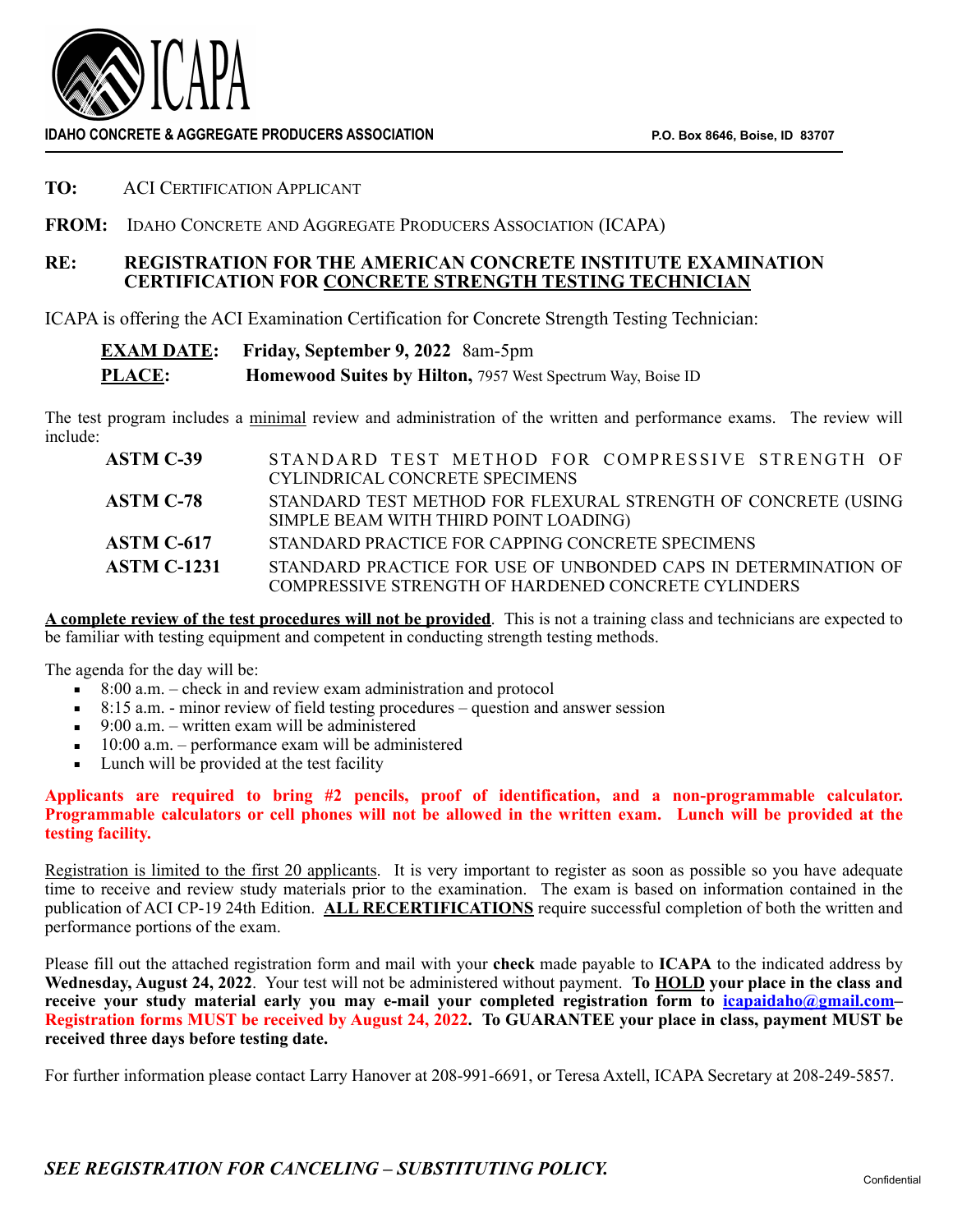# ICAPA

**IDAHO CONCRETE & AGGREGATE PRODUCERS ASSOCIATION** **P.O. Box 8646, Boise, ID 83707**

**TO:** ACI CERTIFICATION APPLICANT

**FROM:** IDAHO CONCRETE AND AGGREGATE PRODUCERS ASSOCIATION (ICAPA)

**RE: REGISTRATION FOR THE AMERICAN CONCRETE INSTITUTE EXAMINATION CERTIFICATION FOR CONCRETE STRENGTH TESTING TECHNICIAN**

ICAPA is offering the ACI Examination Certification for Concrete Strength Testing Technician:

**EXAM DATE:** **Friday, September 9, 2022** 8am-5pm
**PLACE:** **Homewood Suites by Hilton,** 7957 West Spectrum Way, Boise ID

The test program includes a minimal review and administration of the written and performance exams. The review will include:

| | |
|---|---|
| **ASTM C-39** | STANDARD TEST METHOD FOR COMPRESSIVE STRENGTH OF CYLINDRICAL CONCRETE SPECIMENS |
| **ASTM C-78** | STANDARD TEST METHOD FOR FLEXURAL STRENGTH OF CONCRETE (USING SIMPLE BEAM WITH THIRD POINT LOADING) |
| **ASTM C-617** | STANDARD PRACTICE FOR CAPPING CONCRETE SPECIMENS |
| **ASTM C-1231** | STANDARD PRACTICE FOR USE OF UNBONDED CAPS IN DETERMINATION OF COMPRESSIVE STRENGTH OF HARDENED CONCRETE CYLINDERS |

**A complete review of the test procedures will not be provided**. This is not a training class and technicians are expected to be familiar with testing equipment and competent in conducting strength testing methods.

The agenda for the day will be:

- 8:00 a.m. – check in and review exam administration and protocol
- 8:15 a.m. - minor review of field testing procedures – question and answer session
- 9:00 a.m. – written exam will be administered
- 10:00 a.m. – performance exam will be administered
- Lunch will be provided at the test facility

**Applicants are required to bring #2 pencils, proof of identification, and a non-programmable calculator. Programmable calculators or cell phones will not be allowed in the written exam. Lunch will be provided at the testing facility.**

Registration is limited to the first 20 applicants. It is very important to register as soon as possible so you have adequate time to receive and review study materials prior to the examination. The exam is based on information contained in the publication of ACI CP-19 24th Edition. **ALL RECERTIFICATIONS** require successful completion of both the written and performance portions of the exam.

Please fill out the attached registration form and mail with your **check** made payable to **ICAPA** to the indicated address by **Wednesday, August 24, 2022**. Your test will not be administered without payment. **To HOLD your place in the class and receive your study material early you may e-mail your completed registration form to icapaidaho@gmail.com– Registration forms MUST be received by August 24, 2022. To GUARANTEE your place in class, payment MUST be received three days before testing date.**

For further information please contact Larry Hanover at 208-991-6691, or Teresa Axtell, ICAPA Secretary at 208-249-5857.

***SEE REGISTRATION FOR CANCELING – SUBSTITUTING POLICY.***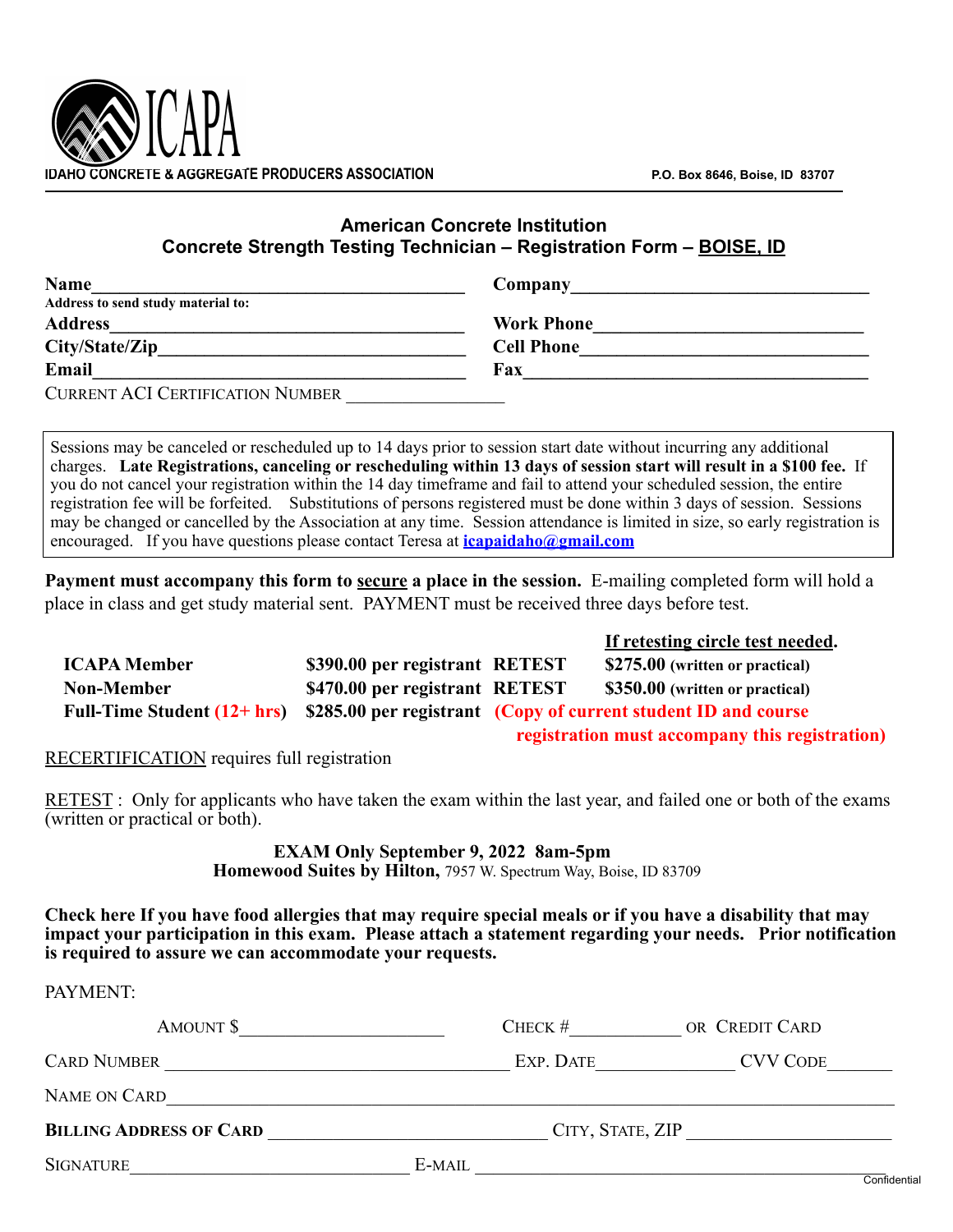**ICAPA**

**IDAHO CONCRETE & AGGREGATE PRODUCERS ASSOCIATION** P.O. Box 8646, Boise, ID 83707

## American Concrete Institution
## Concrete Strength Testing Technician – Registration Form – BOISE, ID

**Name**\_\_\_\_\_\_\_\_\_\_\_\_\_\_\_\_\_\_\_\_\_\_\_\_\_\_\_\_\_\_\_\_\_\_ **Company**\_\_\_\_\_\_\_\_\_\_\_\_\_\_\_\_\_\_\_\_\_\_\_\_\_\_\_\_\_\_

**Address to send study material to:**

**Address**\_\_\_\_\_\_\_\_\_\_\_\_\_\_\_\_\_\_\_\_\_\_\_\_\_\_\_\_\_\_\_\_\_\_ **Work Phone**\_\_\_\_\_\_\_\_\_\_\_\_\_\_\_\_\_\_\_\_\_\_\_\_\_\_\_\_

**City/State/Zip**\_\_\_\_\_\_\_\_\_\_\_\_\_\_\_\_\_\_\_\_\_\_\_\_\_\_\_\_\_\_ **Cell Phone**\_\_\_\_\_\_\_\_\_\_\_\_\_\_\_\_\_\_\_\_\_\_\_\_\_\_\_\_

**Email**\_\_\_\_\_\_\_\_\_\_\_\_\_\_\_\_\_\_\_\_\_\_\_\_\_\_\_\_\_\_\_\_\_\_ **Fax**\_\_\_\_\_\_\_\_\_\_\_\_\_\_\_\_\_\_\_\_\_\_\_\_\_\_\_\_\_\_\_\_\_\_

CURRENT ACI CERTIFICATION NUMBER \_\_\_\_\_\_\_\_\_\_\_\_\_\_\_\_\_

Sessions may be canceled or rescheduled up to 14 days prior to session start date without incurring any additional charges. **Late Registrations, canceling or rescheduling within 13 days of session start will result in a $100 fee.** If you do not cancel your registration within the 14 day timeframe and fail to attend your scheduled session, the entire registration fee will be forfeited. Substitutions of persons registered must be done within 3 days of session. Sessions may be changed or cancelled by the Association at any time. Session attendance is limited in size, so early registration is encouraged. If you have questions please contact Teresa at **icapaidaho@gmail.com**

**Payment must accompany this form to secure a place in the session.** E-mailing completed form will hold a place in class and get study material sent. PAYMENT must be received three days before test.

| | | | **If retesting circle test needed.** |
|---|---|---|---|
| **ICAPA Member** | **$390.00 per registrant** | **RETEST** | **$275.00 (written or practical)** |
| **Non-Member** | **$470.00 per registrant** | **RETEST** | **$350.00 (written or practical)** |
| **Full-Time Student (12+ hrs)** | **$285.00 per registrant** | **(Copy of current student ID and course registration must accompany this registration)** | |

RECERTIFICATION requires full registration

RETEST : Only for applicants who have taken the exam within the last year, and failed one or both of the exams (written or practical or both).

**EXAM Only September 9, 2022 8am-5pm**
**Homewood Suites by Hilton,** 7957 W. Spectrum Way, Boise, ID 83709

**Check here If you have food allergies that may require special meals or if you have a disability that may impact your participation in this exam. Please attach a statement regarding your needs. Prior notification is required to assure we can accommodate your requests.**

PAYMENT:

AMOUNT $\_\_\_\_\_\_\_\_\_\_\_\_\_\_\_\_\_\_\_\_ CHECK #\_\_\_\_\_\_\_\_\_\_\_ OR CREDIT CARD

CARD NUMBER \_\_\_\_\_\_\_\_\_\_\_\_\_\_\_\_\_\_\_\_\_\_\_\_\_\_\_\_\_\_\_\_\_\_ EXP. DATE\_\_\_\_\_\_\_\_\_\_\_\_\_ CVV CODE\_\_\_\_\_\_\_

NAME ON CARD\_\_\_\_\_\_\_\_\_\_\_\_\_\_\_\_\_\_\_\_\_\_\_\_\_\_\_\_\_\_\_\_\_\_\_\_\_\_\_\_\_\_\_\_\_\_\_\_\_\_\_\_\_\_\_\_\_\_\_\_\_\_

**BILLING ADDRESS OF CARD** \_\_\_\_\_\_\_\_\_\_\_\_\_\_\_\_\_\_\_\_\_\_\_\_\_\_\_ CITY, STATE, ZIP \_\_\_\_\_\_\_\_\_\_\_\_\_\_\_\_\_\_\_\_

SIGNATURE\_\_\_\_\_\_\_\_\_\_\_\_\_\_\_\_\_\_\_\_\_\_\_\_\_\_\_\_ E-MAIL \_\_\_\_\_\_\_\_\_\_\_\_\_\_\_\_\_\_\_\_\_\_\_\_\_\_\_\_\_\_\_\_\_\_\_\_\_\_\_\_\_\_

Confidential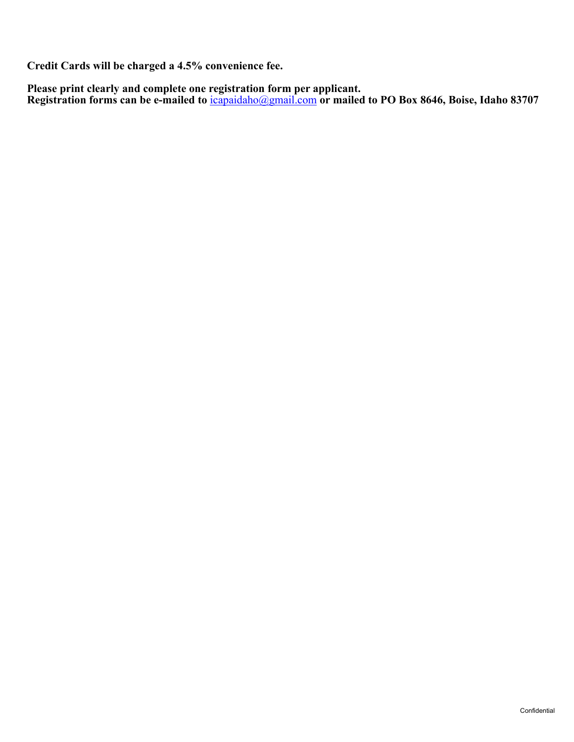**Credit Cards will be charged a 4.5% convenience fee.**

**Please print clearly and complete one registration form per applicant.**
**Registration forms can be e-mailed to** icapaidaho@gmail.com **or mailed to PO Box 8646, Boise, Idaho 83707**

Confidential